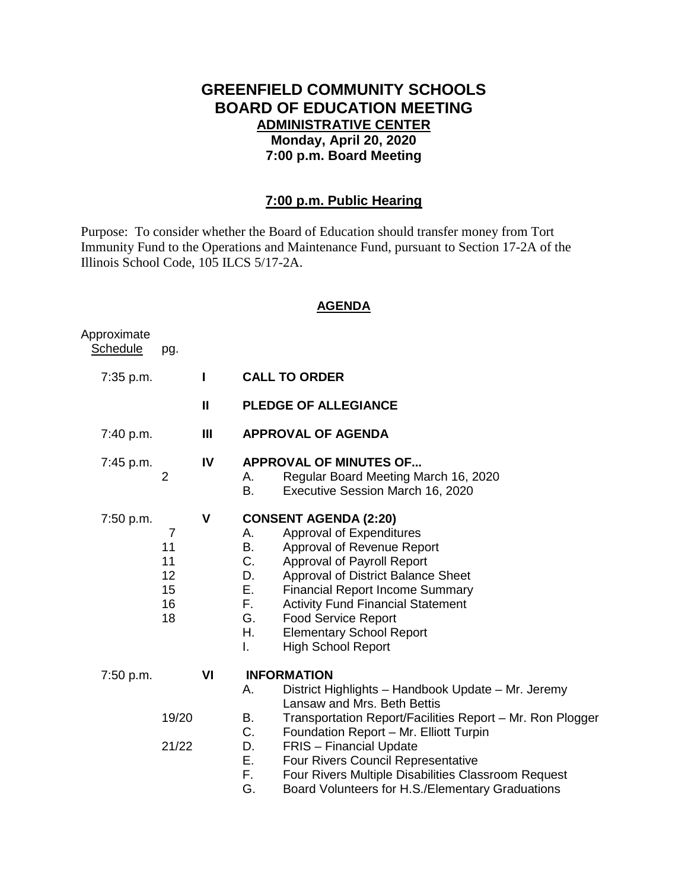# GREENFIELD COMMUNITY SCHOOLS
# BOARD OF EDUCATION MEETING
## ADMINISTRATIVE CENTER
**Monday, April 20, 2020**
**7:00 p.m. Board Meeting**

## 7:00 p.m. Public Hearing

Purpose: To consider whether the Board of Education should transfer money from Tort Immunity Fund to the Operations and Maintenance Fund, pursuant to Section 17-2A of the Illinois School Code, 105 ILCS 5/17-2A.

## AGENDA

| Approximate Schedule | pg. | | | |
|---|---|---|---|---|
| 7:35 p.m. | | I | | **CALL TO ORDER** |
| | | II | | **PLEDGE OF ALLEGIANCE** |
| 7:40 p.m. | | III | | **APPROVAL OF AGENDA** |
| 7:45 p.m. | | IV | | **APPROVAL OF MINUTES OF...** |
| | 2 | | A. | Regular Board Meeting March 16, 2020 |
| | | | B. | Executive Session March 16, 2020 |
| 7:50 p.m. | | V | | **CONSENT AGENDA (2:20)** |
| | 7 | | A. | Approval of Expenditures |
| | 11 | | B. | Approval of Revenue Report |
| | 11 | | C. | Approval of Payroll Report |
| | 12 | | D. | Approval of District Balance Sheet |
| | 15 | | E. | Financial Report Income Summary |
| | 16 | | F. | Activity Fund Financial Statement |
| | 18 | | G. | Food Service Report |
| | | | H. | Elementary School Report |
| | | | I. | High School Report |
| 7:50 p.m. | | VI | | **INFORMATION** |
| | | | A. | District Highlights – Handbook Update – Mr. Jeremy Lansaw and Mrs. Beth Bettis |
| | 19/20 | | B. | Transportation Report/Facilities Report – Mr. Ron Plogger |
| | | | C. | Foundation Report – Mr. Elliott Turpin |
| | 21/22 | | D. | FRIS – Financial Update |
| | | | E. | Four Rivers Council Representative |
| | | | F. | Four Rivers Multiple Disabilities Classroom Request |
| | | | G. | Board Volunteers for H.S./Elementary Graduations |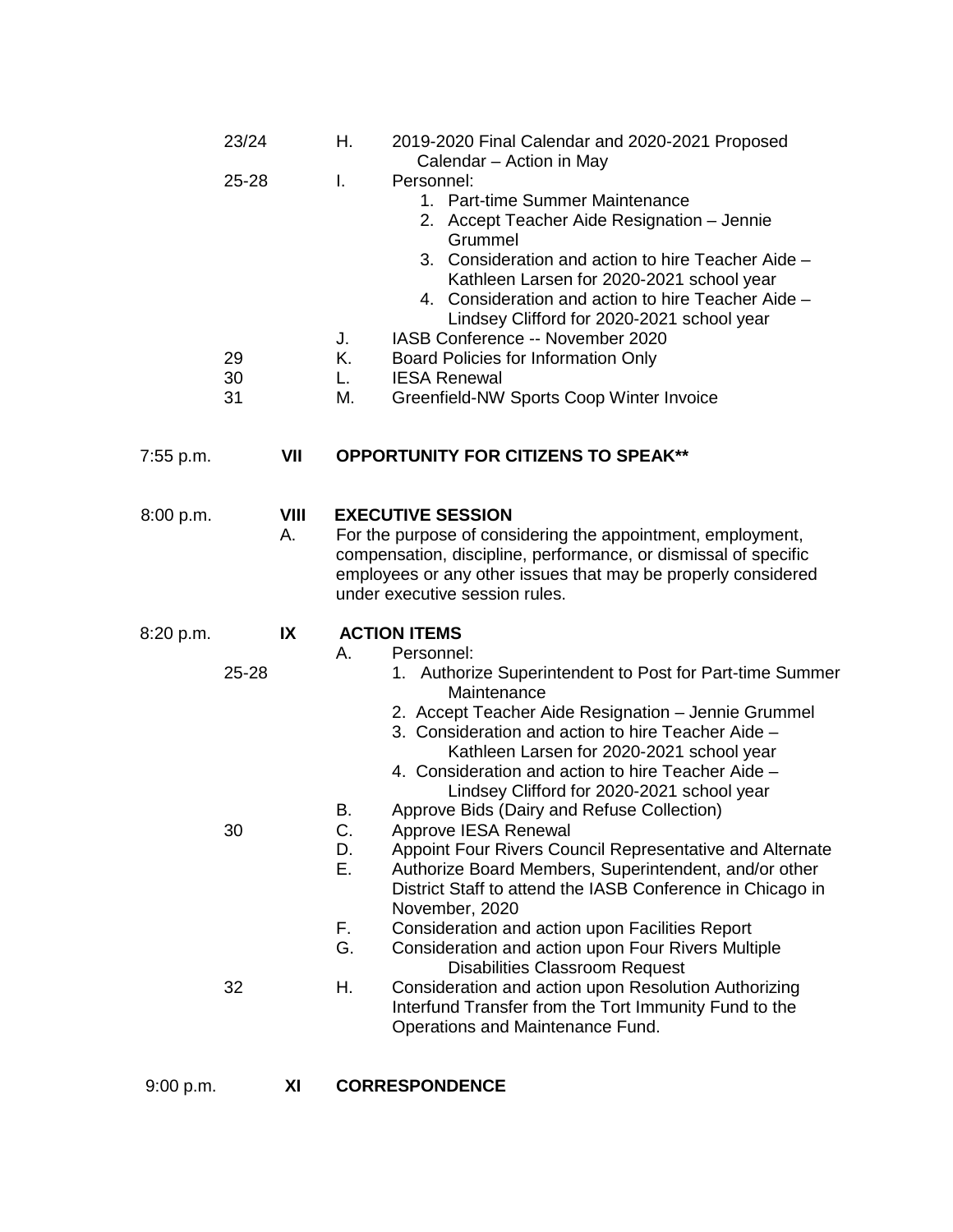23/24 H. 2019-2020 Final Calendar and 2020-2021 Proposed Calendar – Action in May

25-28 I. Personnel:

1. Part-time Summer Maintenance
2. Accept Teacher Aide Resignation – Jennie Grummel
3. Consideration and action to hire Teacher Aide – Kathleen Larsen for 2020-2021 school year
4. Consideration and action to hire Teacher Aide – Lindsey Clifford for 2020-2021 school year

J. IASB Conference -- November 2020

29 K. Board Policies for Information Only

30 L. IESA Renewal

31 M. Greenfield-NW Sports Coop Winter Invoice

7:55 p.m. **VII OPPORTUNITY FOR CITIZENS TO SPEAK****

8:00 p.m. **VIII EXECUTIVE SESSION**

A. For the purpose of considering the appointment, employment, compensation, discipline, performance, or dismissal of specific employees or any other issues that may be properly considered under executive session rules.

8:20 p.m. **IX ACTION ITEMS**

A. Personnel:

25-28

1. Authorize Superintendent to Post for Part-time Summer Maintenance
2. Accept Teacher Aide Resignation – Jennie Grummel
3. Consideration and action to hire Teacher Aide – Kathleen Larsen for 2020-2021 school year
4. Consideration and action to hire Teacher Aide – Lindsey Clifford for 2020-2021 school year

B. Approve Bids (Dairy and Refuse Collection)

30 C. Approve IESA Renewal

D. Appoint Four Rivers Council Representative and Alternate

E. Authorize Board Members, Superintendent, and/or other District Staff to attend the IASB Conference in Chicago in November, 2020

F. Consideration and action upon Facilities Report

G. Consideration and action upon Four Rivers Multiple Disabilities Classroom Request

32 H. Consideration and action upon Resolution Authorizing Interfund Transfer from the Tort Immunity Fund to the Operations and Maintenance Fund.

9:00 p.m. **XI CORRESPONDENCE**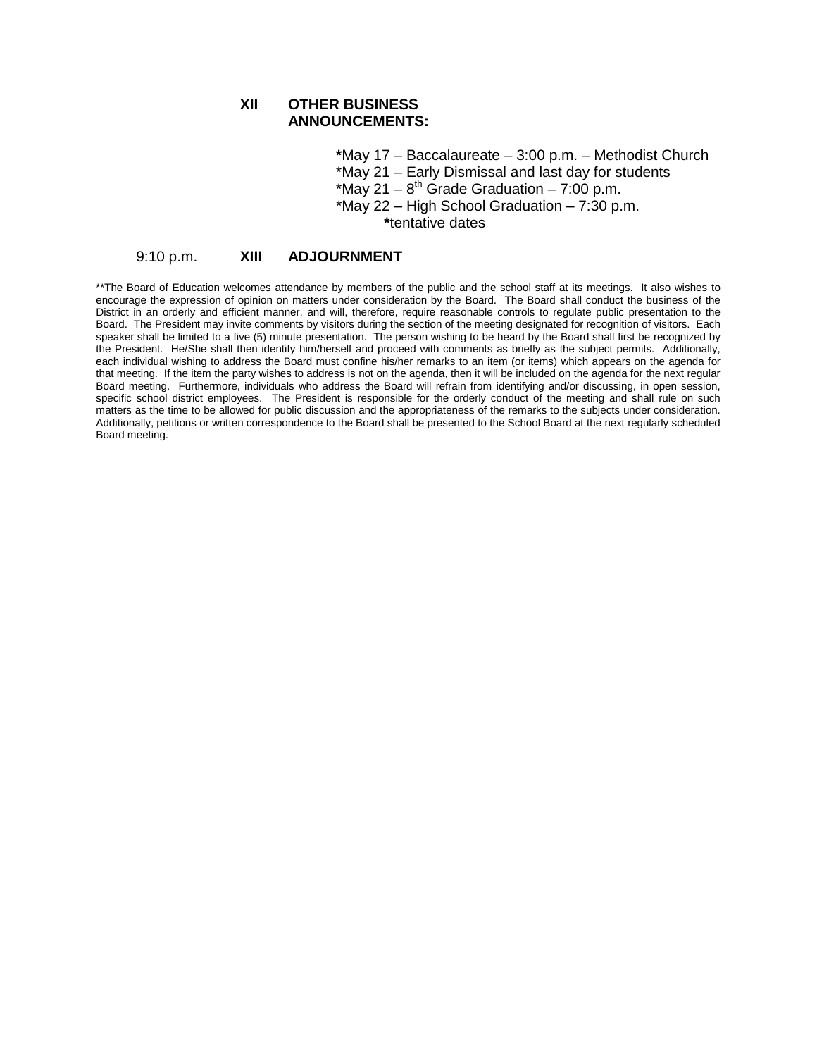**XII OTHER BUSINESS**
**ANNOUNCEMENTS:**

**\***May 17 – Baccalaureate – 3:00 p.m. – Methodist Church
*May 21 – Early Dismissal and last day for students
*May 21 – 8th Grade Graduation – 7:00 p.m.
*May 22 – High School Graduation – 7:30 p.m.
**\***tentative dates

9:10 p.m. **XIII ADJOURNMENT**

**The Board of Education welcomes attendance by members of the public and the school staff at its meetings. It also wishes to encourage the expression of opinion on matters under consideration by the Board. The Board shall conduct the business of the District in an orderly and efficient manner, and will, therefore, require reasonable controls to regulate public presentation to the Board. The President may invite comments by visitors during the section of the meeting designated for recognition of visitors. Each speaker shall be limited to a five (5) minute presentation. The person wishing to be heard by the Board shall first be recognized by the President. He/She shall then identify him/herself and proceed with comments as briefly as the subject permits. Additionally, each individual wishing to address the Board must confine his/her remarks to an item (or items) which appears on the agenda for that meeting. If the item the party wishes to address is not on the agenda, then it will be included on the agenda for the next regular Board meeting. Furthermore, individuals who address the Board will refrain from identifying and/or discussing, in open session, specific school district employees. The President is responsible for the orderly conduct of the meeting and shall rule on such matters as the time to be allowed for public discussion and the appropriateness of the remarks to the subjects under consideration. Additionally, petitions or written correspondence to the Board shall be presented to the School Board at the next regularly scheduled Board meeting.